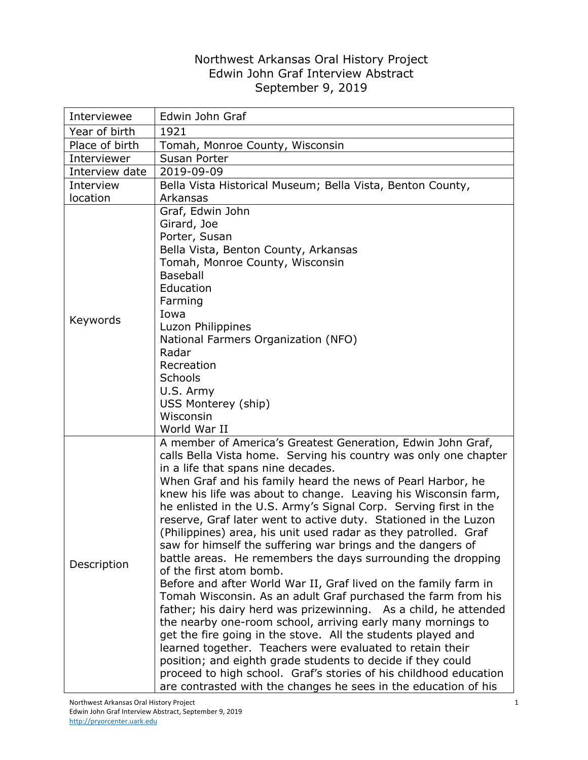# Northwest Arkansas Oral History Project
## Edwin John Graf Interview Abstract
### September 9, 2019

| | |
|---|---|
| Interviewee | Edwin John Graf |
| Year of birth | 1921 |
| Place of birth | Tomah, Monroe County, Wisconsin |
| Interviewer | Susan Porter |
| Interview date | 2019-09-09 |
| Interview location | Bella Vista Historical Museum; Bella Vista, Benton County, Arkansas |
| Keywords | Graf, Edwin John<br>Girard, Joe<br>Porter, Susan<br>Bella Vista, Benton County, Arkansas<br>Tomah, Monroe County, Wisconsin<br>Baseball<br>Education<br>Farming<br>Iowa<br>Luzon Philippines<br>National Farmers Organization (NFO)<br>Radar<br>Recreation<br>Schools<br>U.S. Army<br>USS Monterey (ship)<br>Wisconsin<br>World War II |
| Description | A member of America's Greatest Generation, Edwin John Graf, calls Bella Vista home. Serving his country was only one chapter in a life that spans nine decades.<br>When Graf and his family heard the news of Pearl Harbor, he knew his life was about to change. Leaving his Wisconsin farm, he enlisted in the U.S. Army's Signal Corp. Serving first in the reserve, Graf later went to active duty. Stationed in the Luzon (Philippines) area, his unit used radar as they patrolled. Graf saw for himself the suffering war brings and the dangers of battle areas. He remembers the days surrounding the dropping of the first atom bomb.<br>Before and after World War II, Graf lived on the family farm in Tomah Wisconsin. As an adult Graf purchased the farm from his father; his dairy herd was prizewinning. As a child, he attended the nearby one-room school, arriving early many mornings to get the fire going in the stove. All the students played and learned together. Teachers were evaluated to retain their position; and eighth grade students to decide if they could proceed to high school. Graf's stories of his childhood education are contrasted with the changes he sees in the education of his |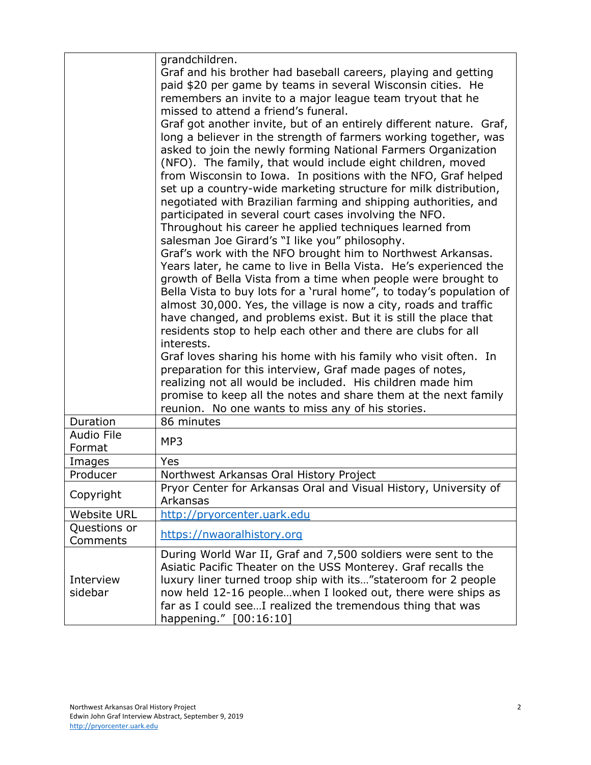| | |
|---|---|
| | grandchildren.<br>Graf and his brother had baseball careers, playing and getting paid $20 per game by teams in several Wisconsin cities. He remembers an invite to a major league team tryout that he missed to attend a friend's funeral.<br>Graf got another invite, but of an entirely different nature. Graf, long a believer in the strength of farmers working together, was asked to join the newly forming National Farmers Organization (NFO). The family, that would include eight children, moved from Wisconsin to Iowa. In positions with the NFO, Graf helped set up a country-wide marketing structure for milk distribution, negotiated with Brazilian farming and shipping authorities, and participated in several court cases involving the NFO.<br>Throughout his career he applied techniques learned from salesman Joe Girard's "I like you" philosophy.<br>Graf's work with the NFO brought him to Northwest Arkansas. Years later, he came to live in Bella Vista. He's experienced the growth of Bella Vista from a time when people were brought to Bella Vista to buy lots for a 'rural home", to today's population of almost 30,000. Yes, the village is now a city, roads and traffic have changed, and problems exist. But it is still the place that residents stop to help each other and there are clubs for all interests.<br>Graf loves sharing his home with his family who visit often. In preparation for this interview, Graf made pages of notes, realizing not all would be included. His children made him promise to keep all the notes and share them at the next family reunion. No one wants to miss any of his stories. |
| Duration | 86 minutes |
| Audio File Format | MP3 |
| Images | Yes |
| Producer | Northwest Arkansas Oral History Project |
| Copyright | Pryor Center for Arkansas Oral and Visual History, University of Arkansas |
| Website URL | http://pryorcenter.uark.edu |
| Questions or Comments | https://nwaoralhistory.org |
| Interview sidebar | During World War II, Graf and 7,500 soldiers were sent to the Asiatic Pacific Theater on the USS Monterey. Graf recalls the luxury liner turned troop ship with its…"stateroom for 2 people now held 12-16 people…when I looked out, there were ships as far as I could see…I realized the tremendous thing that was happening." [00:16:10] |